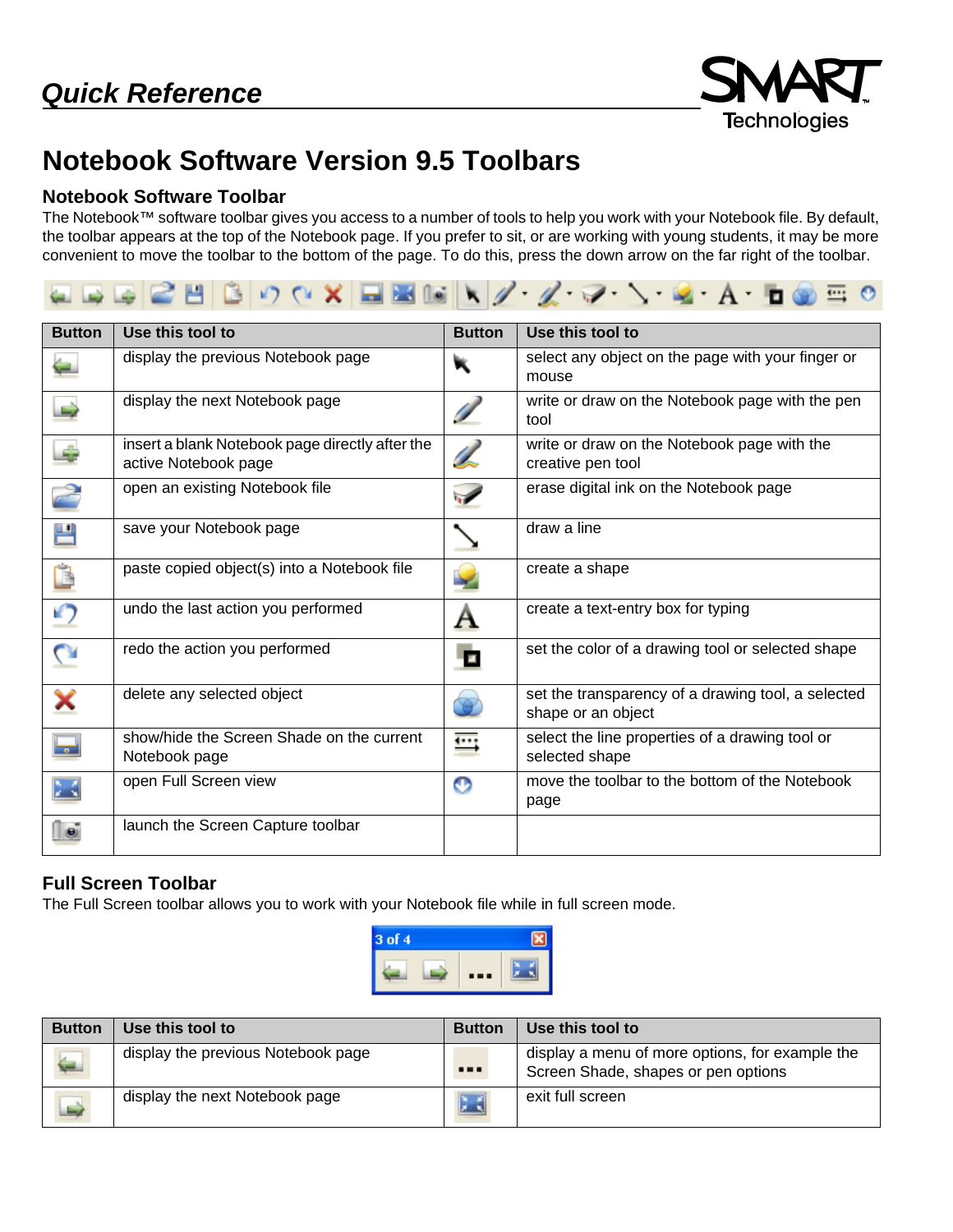## Quick Reference

SMART Technologies

# Notebook Software Version 9.5 Toolbars

### Notebook Software Toolbar

The Notebook™ software toolbar gives you access to a number of tools to help you work with your Notebook file. By default, the toolbar appears at the top of the Notebook page. If you prefer to sit, or are working with young students, it may be more convenient to move the toolbar to the bottom of the page. To do this, press the down arrow on the far right of the toolbar.

| Button | Use this tool to | Button | Use this tool to |
|---|---|---|---|
| | display the previous Notebook page | | select any object on the page with your finger or mouse |
| | display the next Notebook page | | write or draw on the Notebook page with the pen tool |
| | insert a blank Notebook page directly after the active Notebook page | | write or draw on the Notebook page with the creative pen tool |
| | open an existing Notebook file | | erase digital ink on the Notebook page |
| | save your Notebook page | | draw a line |
| | paste copied object(s) into a Notebook file | | create a shape |
| | undo the last action you performed | | create a text-entry box for typing |
| | redo the action you performed | | set the color of a drawing tool or selected shape |
| | delete any selected object | | set the transparency of a drawing tool, a selected shape or an object |
| | show/hide the Screen Shade on the current Notebook page | | select the line properties of a drawing tool or selected shape |
| | open Full Screen view | | move the toolbar to the bottom of the Notebook page |
| | launch the Screen Capture toolbar | | |

### Full Screen Toolbar

The Full Screen toolbar allows you to work with your Notebook file while in full screen mode.

| Button | Use this tool to | Button | Use this tool to |
|---|---|---|---|
| | display the previous Notebook page | | display a menu of more options, for example the Screen Shade, shapes or pen options |
| | display the next Notebook page | | exit full screen |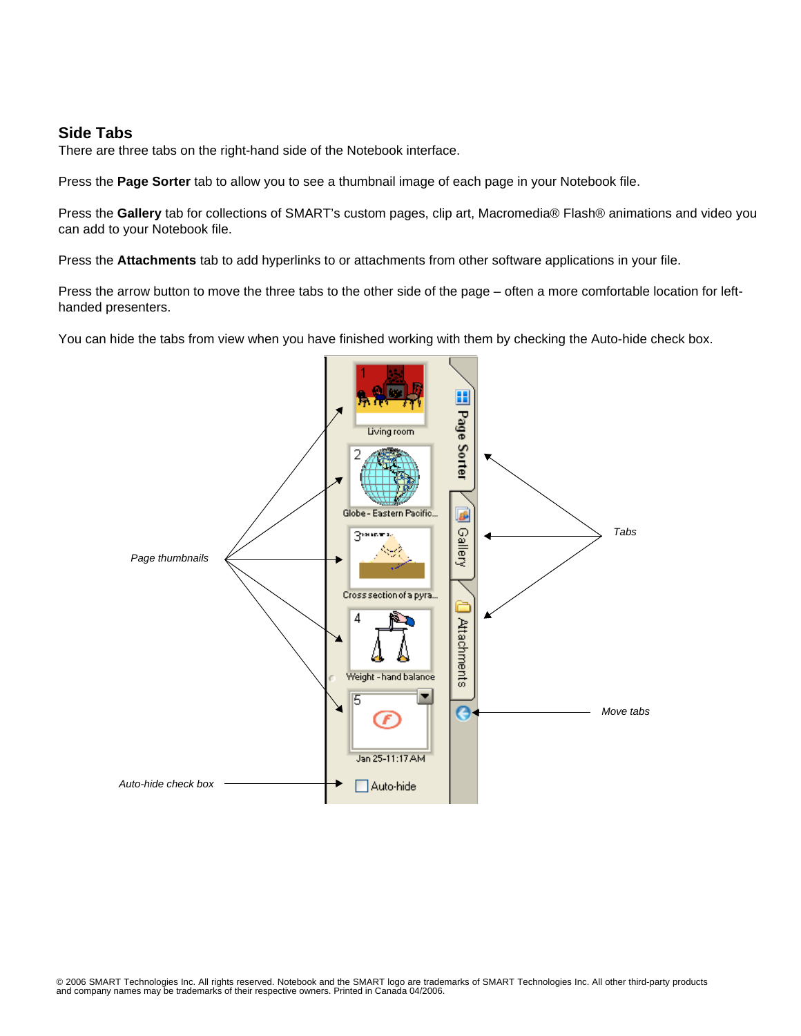## Side Tabs

There are three tabs on the right-hand side of the Notebook interface.

Press the **Page Sorter** tab to allow you to see a thumbnail image of each page in your Notebook file.

Press the **Gallery** tab for collections of SMART's custom pages, clip art, Macromedia® Flash® animations and video you can add to your Notebook file.

Press the **Attachments** tab to add hyperlinks to or attachments from other software applications in your file.

Press the arrow button to move the three tabs to the other side of the page – often a more comfortable location for left-handed presenters.

You can hide the tabs from view when you have finished working with them by checking the Auto-hide check box.

*Page thumbnails*

*Tabs*

*Move tabs*

*Auto-hide check box*

© 2006 SMART Technologies Inc. All rights reserved. Notebook and the SMART logo are trademarks of SMART Technologies Inc. All other third-party products and company names may be trademarks of their respective owners. Printed in Canada 04/2006.